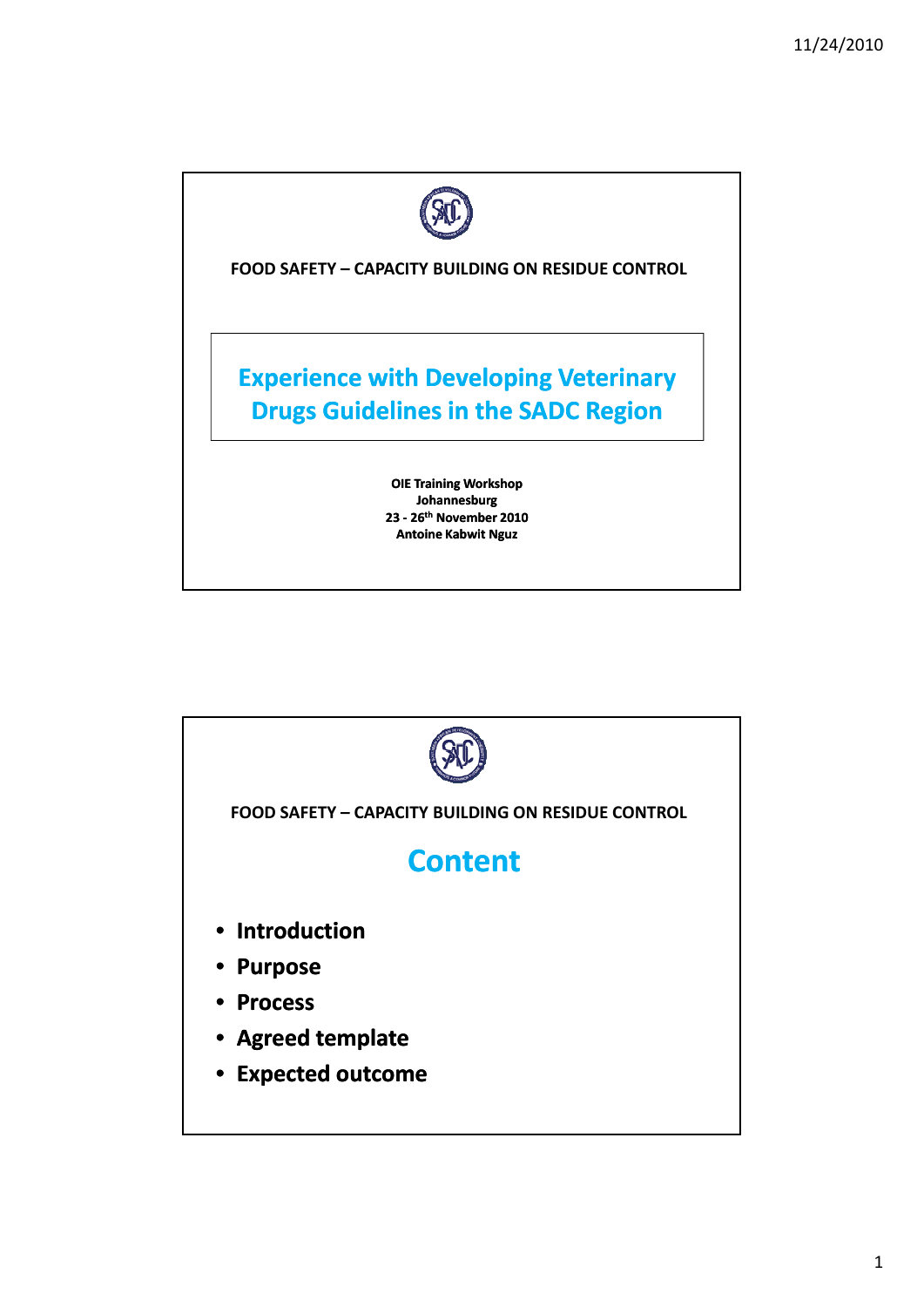FOOD SAFETY – CAPACITY BUILDING ON RESIDUE CONTROL

# Experience with Developing Veterinary Drugs Guidelines in the SADC Region

**OIE Training Workshop**
**Johannesburg**
**23 - 26th November 2010**
**Antoine Kabwit Nguz**

---

FOOD SAFETY – CAPACITY BUILDING ON RESIDUE CONTROL

## Content

- **Introduction**
- **Purpose**
- **Process**
- **Agreed template**
- **Expected outcome**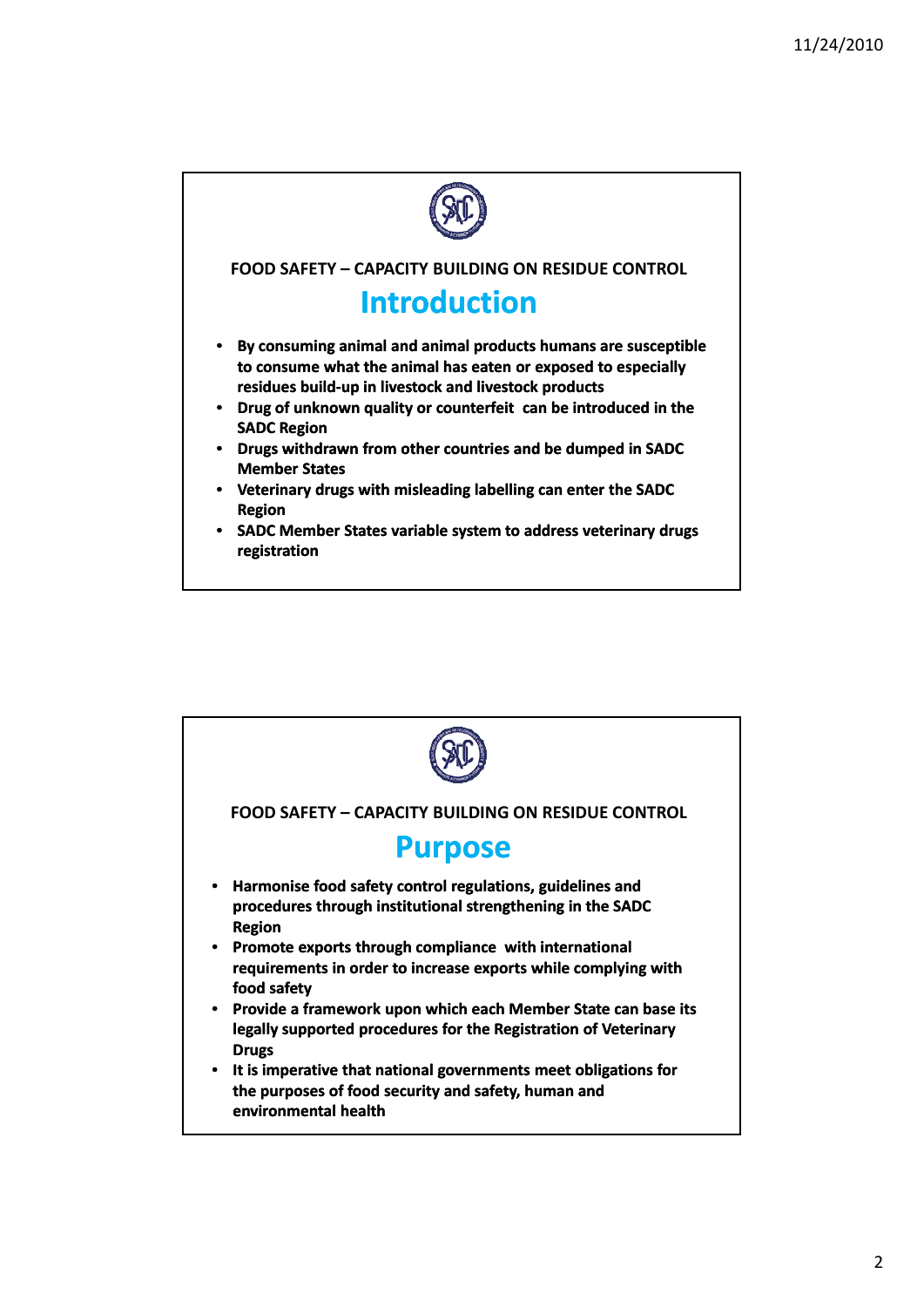FOOD SAFETY – CAPACITY BUILDING ON RESIDUE CONTROL

# Introduction

- By consuming animal and animal products humans are susceptible to consume what the animal has eaten or exposed to especially residues build-up in livestock and livestock products
- Drug of unknown quality or counterfeit can be introduced in the SADC Region
- Drugs withdrawn from other countries and be dumped in SADC Member States
- Veterinary drugs with misleading labelling can enter the SADC Region
- SADC Member States variable system to address veterinary drugs registration

FOOD SAFETY – CAPACITY BUILDING ON RESIDUE CONTROL

# Purpose

- Harmonise food safety control regulations, guidelines and procedures through institutional strengthening in the SADC Region
- Promote exports through compliance with international requirements in order to increase exports while complying with food safety
- Provide a framework upon which each Member State can base its legally supported procedures for the Registration of Veterinary Drugs
- It is imperative that national governments meet obligations for the purposes of food security and safety, human and environmental health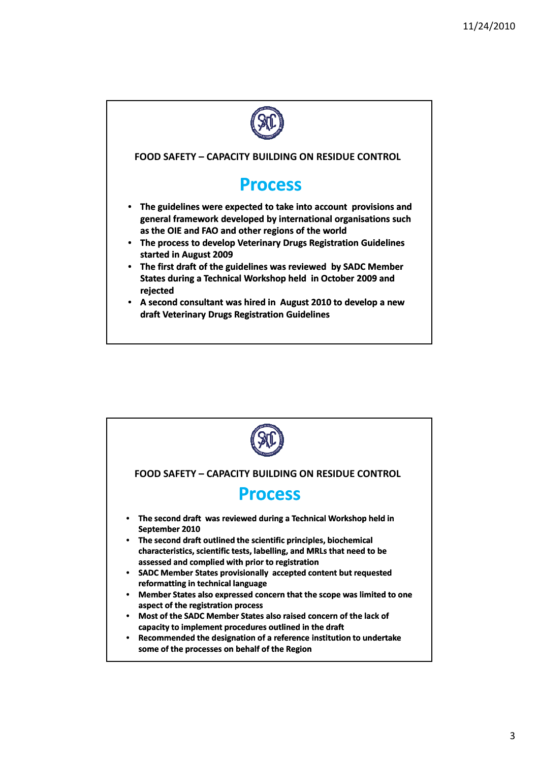FOOD SAFETY – CAPACITY BUILDING ON RESIDUE CONTROL

## Process

- The guidelines were expected to take into account provisions and general framework developed by international organisations such as the OIE and FAO and other regions of the world
- The process to develop Veterinary Drugs Registration Guidelines started in August 2009
- The first draft of the guidelines was reviewed by SADC Member States during a Technical Workshop held in October 2009 and rejected
- A second consultant was hired in August 2010 to develop a new draft Veterinary Drugs Registration Guidelines

FOOD SAFETY – CAPACITY BUILDING ON RESIDUE CONTROL

## Process

- The second draft was reviewed during a Technical Workshop held in September 2010
- The second draft outlined the scientific principles, biochemical characteristics, scientific tests, labelling, and MRLs that need to be assessed and complied with prior to registration
- SADC Member States provisionally accepted content but requested reformatting in technical language
- Member States also expressed concern that the scope was limited to one aspect of the registration process
- Most of the SADC Member States also raised concern of the lack of capacity to implement procedures outlined in the draft
- Recommended the designation of a reference institution to undertake some of the processes on behalf of the Region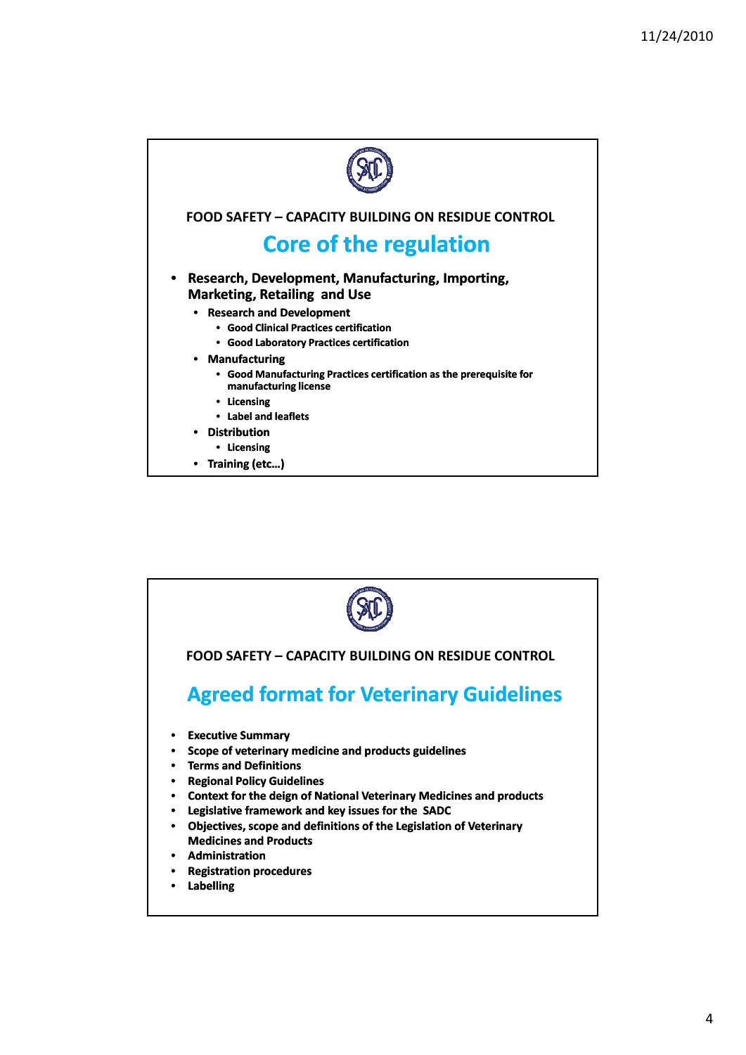FOOD SAFETY – CAPACITY BUILDING ON RESIDUE CONTROL

## Core of the regulation

- **Research, Development, Manufacturing, Importing, Marketing, Retailing and Use**
  - **Research and Development**
    - **Good Clinical Practices certification**
    - **Good Laboratory Practices certification**
  - **Manufacturing**
    - **Good Manufacturing Practices certification as the prerequisite for manufacturing license**
    - **Licensing**
    - **Label and leaflets**
  - **Distribution**
    - **Licensing**
  - **Training (etc…)**

FOOD SAFETY – CAPACITY BUILDING ON RESIDUE CONTROL

## Agreed format for Veterinary Guidelines

- **Executive Summary**
- **Scope of veterinary medicine and products guidelines**
- **Terms and Definitions**
- **Regional Policy Guidelines**
- **Context for the deign of National Veterinary Medicines and products**
- **Legislative framework and key issues for the SADC**
- **Objectives, scope and definitions of the Legislation of Veterinary Medicines and Products**
- **Administration**
- **Registration procedures**
- **Labelling**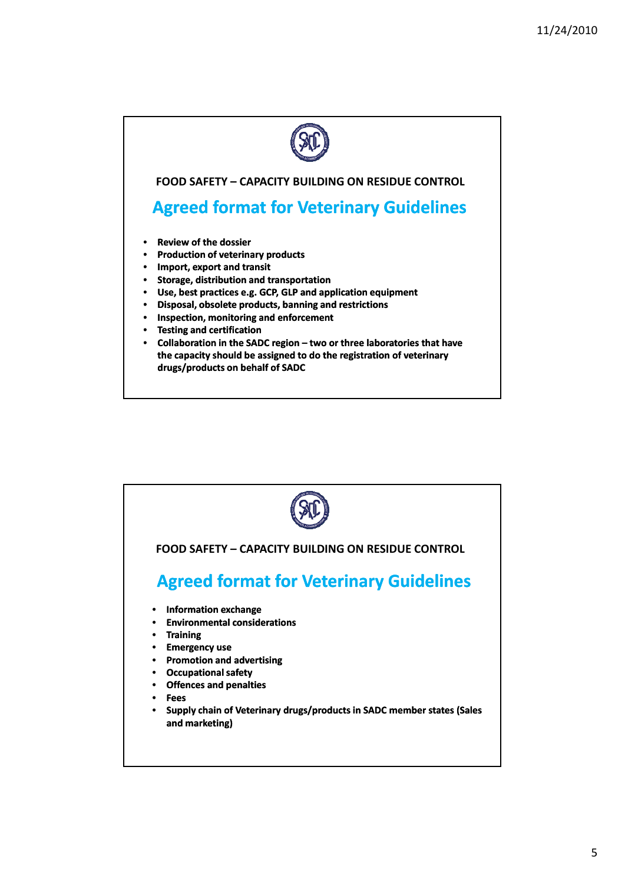FOOD SAFETY – CAPACITY BUILDING ON RESIDUE CONTROL

## Agreed format for Veterinary Guidelines

- **Review of the dossier**
- **Production of veterinary products**
- **Import, export and transit**
- **Storage, distribution and transportation**
- **Use, best practices e.g. GCP, GLP and application equipment**
- **Disposal, obsolete products, banning and restrictions**
- **Inspection, monitoring and enforcement**
- **Testing and certification**
- **Collaboration in the SADC region – two or three laboratories that have the capacity should be assigned to do the registration of veterinary drugs/products on behalf of SADC**

FOOD SAFETY – CAPACITY BUILDING ON RESIDUE CONTROL

## Agreed format for Veterinary Guidelines

- **Information exchange**
- **Environmental considerations**
- **Training**
- **Emergency use**
- **Promotion and advertising**
- **Occupational safety**
- **Offences and penalties**
- **Fees**
- **Supply chain of Veterinary drugs/products in SADC member states (Sales and marketing)**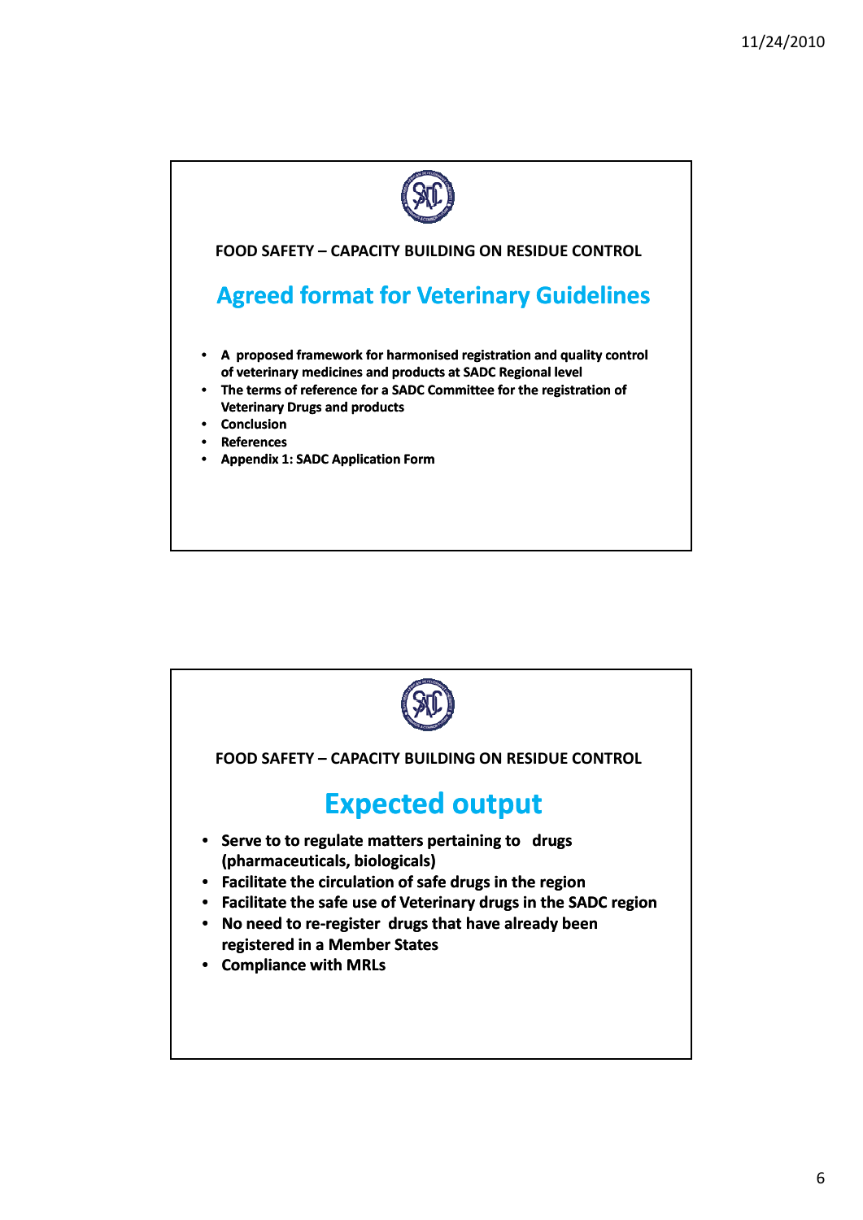FOOD SAFETY – CAPACITY BUILDING ON RESIDUE CONTROL

## Agreed format for Veterinary Guidelines

- A proposed framework for harmonised registration and quality control of veterinary medicines and products at SADC Regional level
- The terms of reference for a SADC Committee for the registration of Veterinary Drugs and products
- Conclusion
- References
- Appendix 1: SADC Application Form

FOOD SAFETY – CAPACITY BUILDING ON RESIDUE CONTROL

## Expected output

- Serve to to regulate matters pertaining to drugs (pharmaceuticals, biologicals)
- Facilitate the circulation of safe drugs in the region
- Facilitate the safe use of Veterinary drugs in the SADC region
- No need to re-register drugs that have already been registered in a Member States
- Compliance with MRLs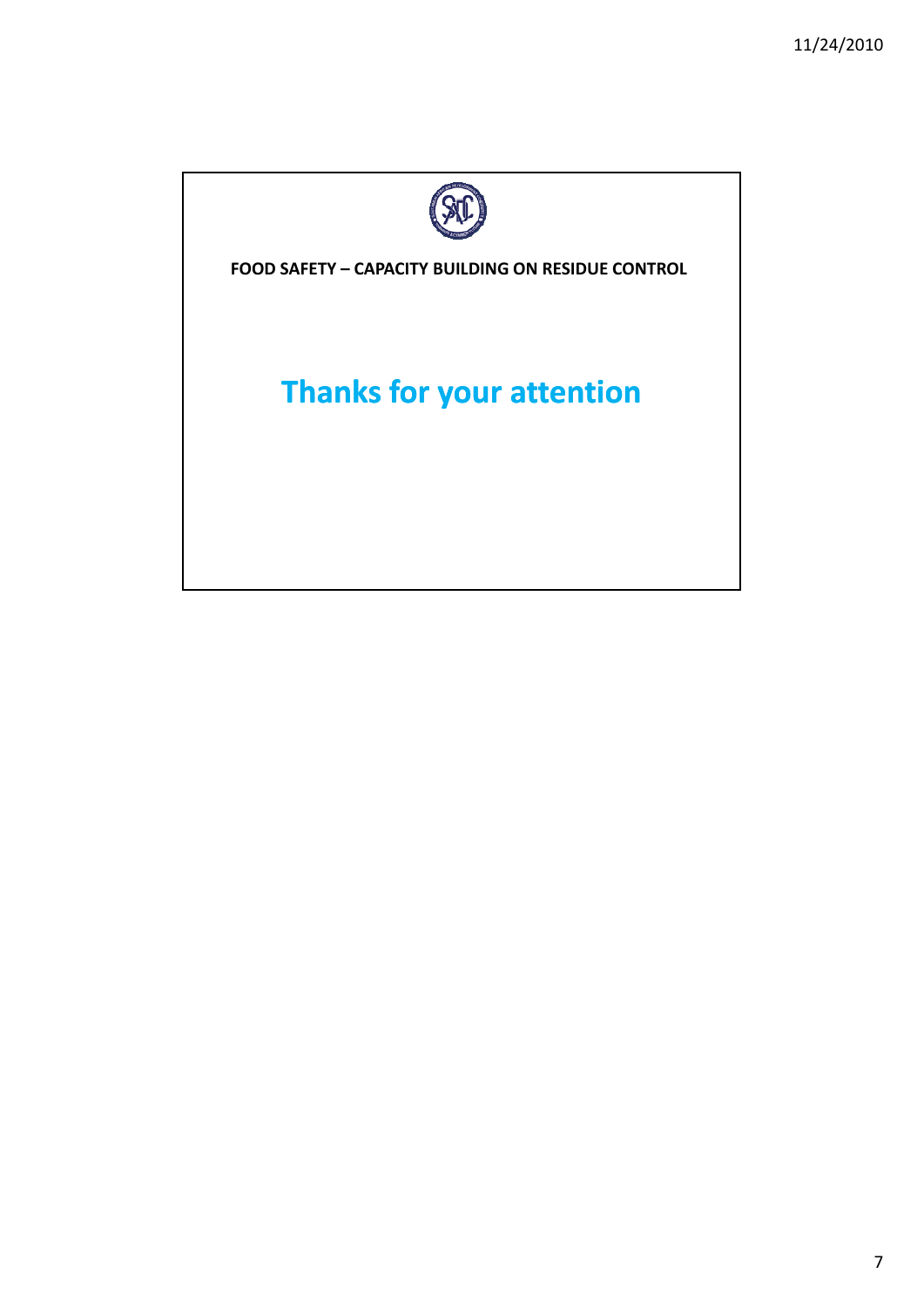**FOOD SAFETY – CAPACITY BUILDING ON RESIDUE CONTROL**

# Thanks for your attention